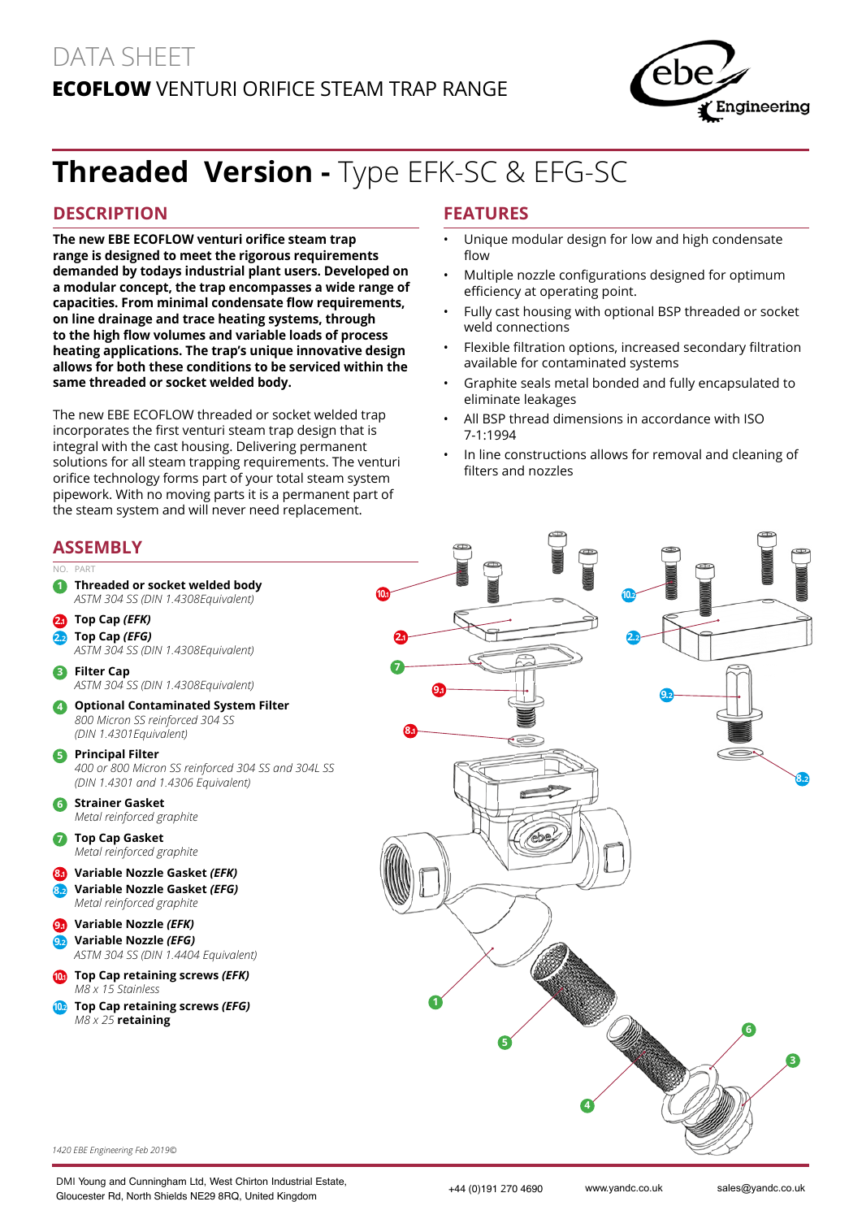DATA SHEET

**ECOFLOW** VENTURI ORIFICE STEAM TRAP RANGE

# **Threaded Version -** Type EFK-SC & EFG-SC

## DESCRIPTION

**The new EBE ECOFLOW venturi orifice steam trap range is designed to meet the rigorous requirements demanded by todays industrial plant users. Developed on a modular concept, the trap encompasses a wide range of capacities. From minimal condensate flow requirements, on line drainage and trace heating systems, through to the high flow volumes and variable loads of process heating applications. The trap's unique innovative design allows for both these conditions to be serviced within the same threaded or socket welded body.**

The new EBE ECOFLOW threaded or socket welded trap incorporates the first venturi steam trap design that is integral with the cast housing. Delivering permanent solutions for all steam trapping requirements. The venturi orifice technology forms part of your total steam system pipework. With no moving parts it is a permanent part of the steam system and will never need replacement.

## FEATURES

- Unique modular design for low and high condensate flow
- Multiple nozzle configurations designed for optimum efficiency at operating point.
- Fully cast housing with optional BSP threaded or socket weld connections
- Flexible filtration options, increased secondary filtration available for contaminated systems
- Graphite seals metal bonded and fully encapsulated to eliminate leakages
- All BSP thread dimensions in accordance with ISO 7-1:1994
- In line constructions allows for removal and cleaning of filters and nozzles

## ASSEMBLY

| NO. | PART |
|---|---|
| 1 | **Threaded or socket welded body**<br>*ASTM 304 SS (DIN 1.4308Equivalent)* |
| 2.1 | **Top Cap *(EFK)*** |
| 2.2 | **Top Cap *(EFG)***<br>*ASTM 304 SS (DIN 1.4308Equivalent)* |
| 3 | **Filter Cap**<br>*ASTM 304 SS (DIN 1.4308Equivalent)* |
| 4 | **Optional Contaminated System Filter**<br>*800 Micron SS reinforced 304 SS (DIN 1.4301Equivalent)* |
| 5 | **Principal Filter**<br>*400 or 800 Micron SS reinforced 304 SS and 304L SS (DIN 1.4301 and 1.4306 Equivalent)* |
| 6 | **Strainer Gasket**<br>*Metal reinforced graphite* |
| 7 | **Top Cap Gasket**<br>*Metal reinforced graphite* |
| 8.1 | **Variable Nozzle Gasket *(EFK)*** |
| 8.2 | **Variable Nozzle Gasket *(EFG)***<br>*Metal reinforced graphite* |
| 9.1 | **Variable Nozzle *(EFK)*** |
| 9.2 | **Variable Nozzle *(EFG)***<br>*ASTM 304 SS (DIN 1.4404 Equivalent)* |
| 10.1 | **Top Cap retaining screws *(EFK)***<br>*M8 x 15 Stainless* |
| 10.2 | **Top Cap retaining screws *(EFG)***<br>*M8 x 25* **retaining** |

*1420 EBE Engineering Feb 2019©*

DMI Young and Cunningham Ltd, West Chirton Industrial Estate, Gloucester Rd, North Shields NE29 8RQ, United Kingdom

+44 (0)191 270 4690 | www.yandc.co.uk | sales@yandc.co.uk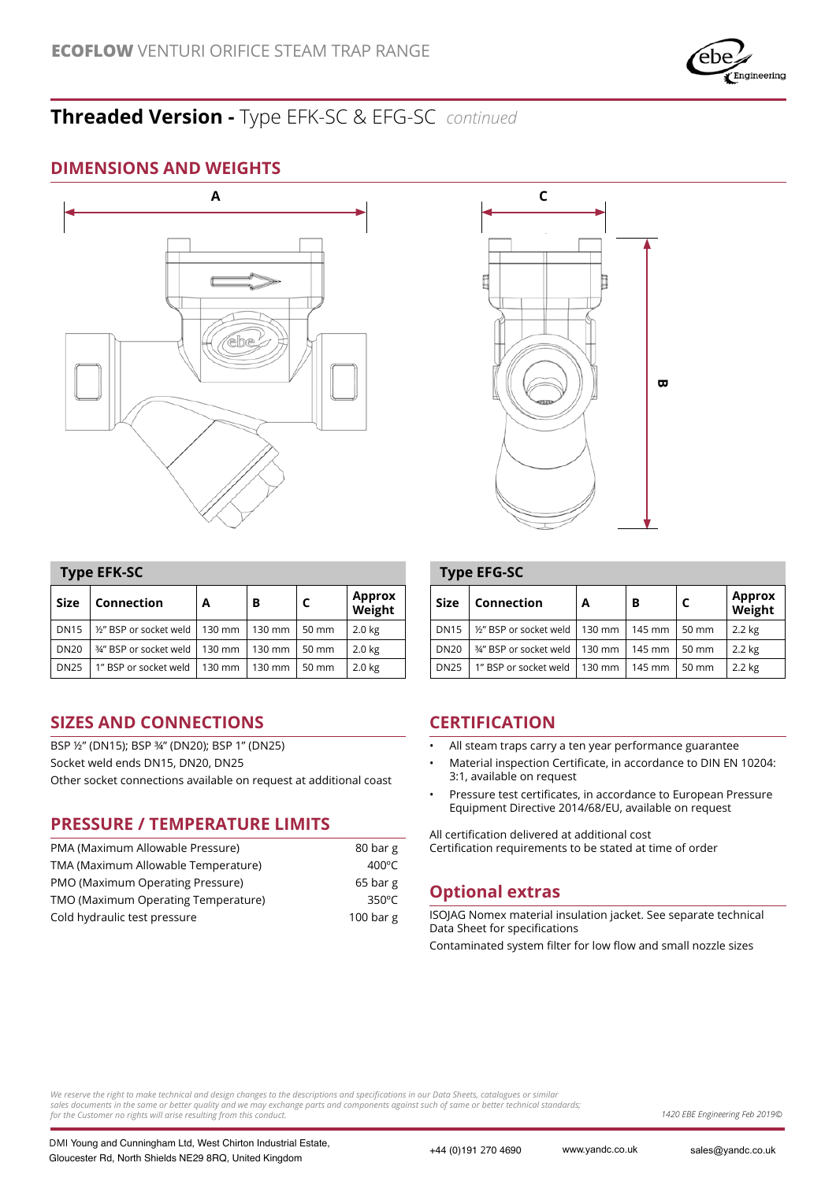# Threaded Version - Type EFK-SC & EFG-SC *continued*

## DIMENSIONS AND WEIGHTS

A

C

B

### Type EFK-SC

| Size | Connection | A | B | C | Approx Weight |
|---|---|---|---|---|---|
| DN15 | ½" BSP or socket weld | 130 mm | 130 mm | 50 mm | 2.0 kg |
| DN20 | ¾" BSP or socket weld | 130 mm | 130 mm | 50 mm | 2.0 kg |
| DN25 | 1" BSP or socket weld | 130 mm | 130 mm | 50 mm | 2.0 kg |

### Type EFG-SC

| Size | Connection | A | B | C | Approx Weight |
|---|---|---|---|---|---|
| DN15 | ½" BSP or socket weld | 130 mm | 145 mm | 50 mm | 2.2 kg |
| DN20 | ¾" BSP or socket weld | 130 mm | 145 mm | 50 mm | 2.2 kg |
| DN25 | 1" BSP or socket weld | 130 mm | 145 mm | 50 mm | 2.2 kg |

## SIZES AND CONNECTIONS

BSP ½" (DN15); BSP ¾" (DN20); BSP 1" (DN25)

Socket weld ends DN15, DN20, DN25

Other socket connections available on request at additional coast

## PRESSURE / TEMPERATURE LIMITS

| | |
|---|---|
| PMA (Maximum Allowable Pressure) | 80 bar g |
| TMA (Maximum Allowable Temperature) | 400ºC |
| PMO (Maximum Operating Pressure) | 65 bar g |
| TMO (Maximum Operating Temperature) | 350ºC |
| Cold hydraulic test pressure | 100 bar g |

## CERTIFICATION

- All steam traps carry a ten year performance guarantee
- Material inspection Certificate, in accordance to DIN EN 10204: 3:1, available on request
- Pressure test certificates, in accordance to European Pressure Equipment Directive 2014/68/EU, available on request

All certification delivered at additional cost
Certification requirements to be stated at time of order

## Optional extras

ISOJAG Nomex material insulation jacket. See separate technical Data Sheet for specifications

Contaminated system filter for low flow and small nozzle sizes

*We reserve the right to make technical and design changes to the descriptions and specifications in our Data Sheets, catalogues or similar sales documents in the same or better quality and we may exchange parts and components against such of same or better technical standards; for the Customer no rights will arise resulting from this conduct.*

*1420 EBE Engineering Feb 2019©*

DMI Young and Cunningham Ltd, West Chirton Industrial Estate, Gloucester Rd, North Shields NE29 8RQ, United Kingdom

+44 (0)191 270 4690 | www.yandc.co.uk | sales@yandc.co.uk